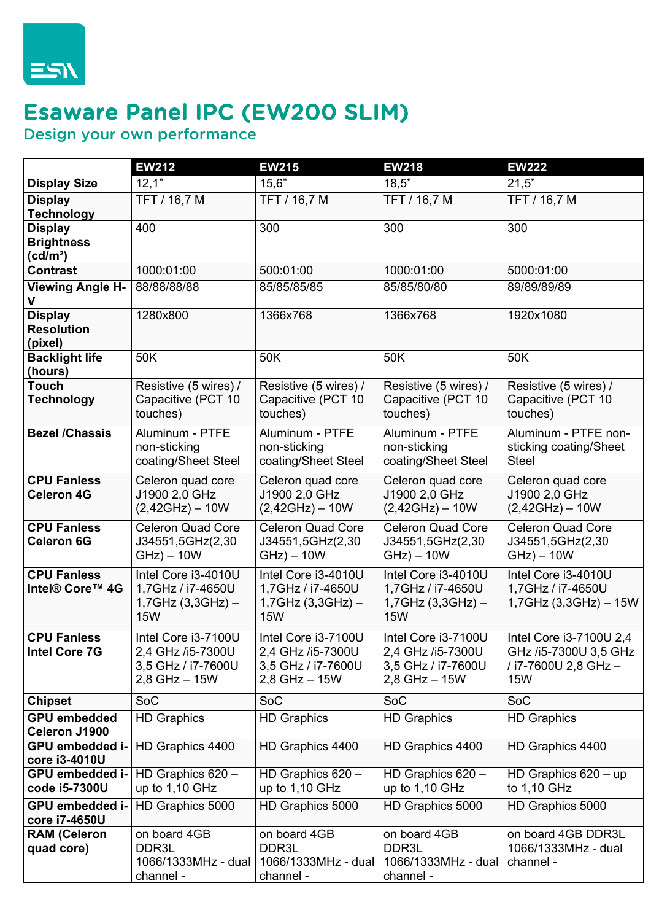# Esaware Panel IPC (EW200 SLIM)

## Design your own performance

| | EW212 | EW215 | EW218 | EW222 |
|---|---|---|---|---|
| **Display Size** | 12,1" | 15,6" | 18,5" | 21,5" |
| **Display Technology** | TFT / 16,7 M | TFT / 16,7 M | TFT / 16,7 M | TFT / 16,7 M |
| **Display Brightness (cd/m²)** | 400 | 300 | 300 | 300 |
| **Contrast** | 1000:01:00 | 500:01:00 | 1000:01:00 | 5000:01:00 |
| **Viewing Angle H-V** | 88/88/88/88 | 85/85/85/85 | 85/85/80/80 | 89/89/89/89 |
| **Display Resolution (pixel)** | 1280x800 | 1366x768 | 1366x768 | 1920x1080 |
| **Backlight life (hours)** | 50K | 50K | 50K | 50K |
| **Touch Technology** | Resistive (5 wires) / Capacitive (PCT 10 touches) | Resistive (5 wires) / Capacitive (PCT 10 touches) | Resistive (5 wires) / Capacitive (PCT 10 touches) | Resistive (5 wires) / Capacitive (PCT 10 touches) |
| **Bezel /Chassis** | Aluminum - PTFE non-sticking coating/Sheet Steel | Aluminum - PTFE non-sticking coating/Sheet Steel | Aluminum - PTFE non-sticking coating/Sheet Steel | Aluminum - PTFE non-sticking coating/Sheet Steel |
| **CPU Fanless Celeron 4G** | Celeron quad core J1900 2,0 GHz (2,42GHz) – 10W | Celeron quad core J1900 2,0 GHz (2,42GHz) – 10W | Celeron quad core J1900 2,0 GHz (2,42GHz) – 10W | Celeron quad core J1900 2,0 GHz (2,42GHz) – 10W |
| **CPU Fanless Celeron 6G** | Celeron Quad Core J34551,5GHz(2,30 GHz) – 10W | Celeron Quad Core J34551,5GHz(2,30 GHz) – 10W | Celeron Quad Core J34551,5GHz(2,30 GHz) – 10W | Celeron Quad Core J34551,5GHz(2,30 GHz) – 10W |
| **CPU Fanless Intel® Core™ 4G** | Intel Core i3-4010U 1,7GHz / i7-4650U 1,7GHz (3,3GHz) – 15W | Intel Core i3-4010U 1,7GHz / i7-4650U 1,7GHz (3,3GHz) – 15W | Intel Core i3-4010U 1,7GHz / i7-4650U 1,7GHz (3,3GHz) – 15W | Intel Core i3-4010U 1,7GHz / i7-4650U 1,7GHz (3,3GHz) – 15W |
| **CPU Fanless Intel Core 7G** | Intel Core i3-7100U 2,4 GHz /i5-7300U 3,5 GHz / i7-7600U 2,8 GHz – 15W | Intel Core i3-7100U 2,4 GHz /i5-7300U 3,5 GHz / i7-7600U 2,8 GHz – 15W | Intel Core i3-7100U 2,4 GHz /i5-7300U 3,5 GHz / i7-7600U 2,8 GHz – 15W | Intel Core i3-7100U 2,4 GHz /i5-7300U 3,5 GHz / i7-7600U 2,8 GHz – 15W |
| **Chipset** | SoC | SoC | SoC | SoC |
| **GPU embedded Celeron J1900** | HD Graphics | HD Graphics | HD Graphics | HD Graphics |
| **GPU embedded i-core i3-4010U** | HD Graphics 4400 | HD Graphics 4400 | HD Graphics 4400 | HD Graphics 4400 |
| **GPU embedded i-code i5-7300U** | HD Graphics 620 – up to 1,10 GHz | HD Graphics 620 – up to 1,10 GHz | HD Graphics 620 – up to 1,10 GHz | HD Graphics 620 – up to 1,10 GHz |
| **GPU embedded i-core i7-4650U** | HD Graphics 5000 | HD Graphics 5000 | HD Graphics 5000 | HD Graphics 5000 |
| **RAM (Celeron quad core)** | on board 4GB DDR3L 1066/1333MHz - dual channel - | on board 4GB DDR3L 1066/1333MHz - dual channel - | on board 4GB DDR3L 1066/1333MHz - dual channel - | on board 4GB DDR3L 1066/1333MHz - dual channel - |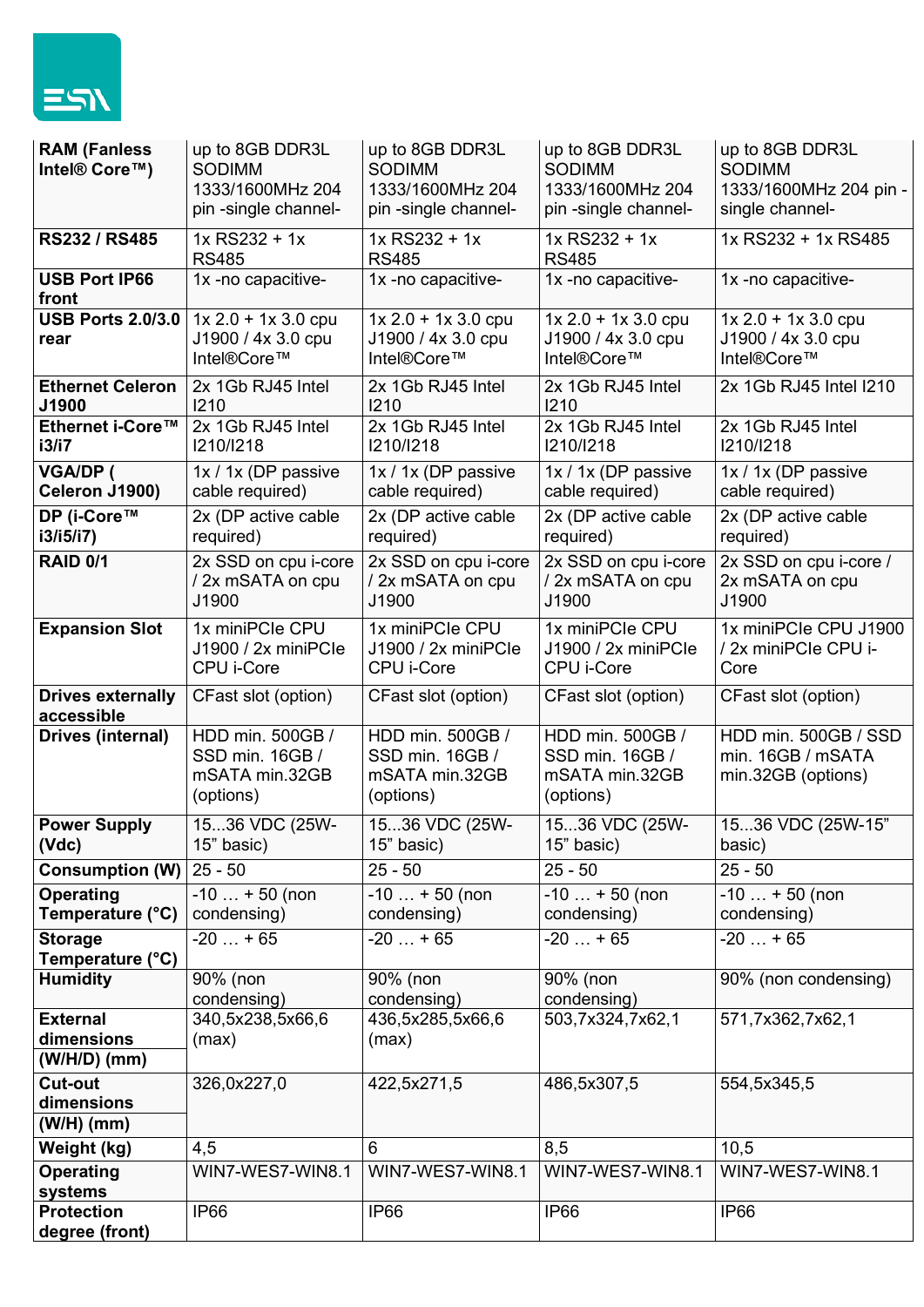| RAM (Fanless Intel® Core™) | up to 8GB DDR3L SODIMM 1333/1600MHz 204 pin -single channel- | up to 8GB DDR3L SODIMM 1333/1600MHz 204 pin -single channel- | up to 8GB DDR3L SODIMM 1333/1600MHz 204 pin -single channel- | up to 8GB DDR3L SODIMM 1333/1600MHz 204 pin -single channel- |
|---|---|---|---|---|
| **RS232 / RS485** | 1x RS232 + 1x RS485 | 1x RS232 + 1x RS485 | 1x RS232 + 1x RS485 | 1x RS232 + 1x RS485 |
| **USB Port IP66 front** | 1x -no capacitive- | 1x -no capacitive- | 1x -no capacitive- | 1x -no capacitive- |
| **USB Ports 2.0/3.0 rear** | 1x 2.0 + 1x 3.0 cpu J1900 / 4x 3.0 cpu Intel®Core™ | 1x 2.0 + 1x 3.0 cpu J1900 / 4x 3.0 cpu Intel®Core™ | 1x 2.0 + 1x 3.0 cpu J1900 / 4x 3.0 cpu Intel®Core™ | 1x 2.0 + 1x 3.0 cpu J1900 / 4x 3.0 cpu Intel®Core™ |
| **Ethernet Celeron J1900** | 2x 1Gb RJ45 Intel I210 | 2x 1Gb RJ45 Intel I210 | 2x 1Gb RJ45 Intel I210 | 2x 1Gb RJ45 Intel I210 |
| **Ethernet i-Core™ i3/i7** | 2x 1Gb RJ45 Intel I210/I218 | 2x 1Gb RJ45 Intel I210/I218 | 2x 1Gb RJ45 Intel I210/I218 | 2x 1Gb RJ45 Intel I210/I218 |
| **VGA/DP ( Celeron J1900)** | 1x / 1x (DP passive cable required) | 1x / 1x (DP passive cable required) | 1x / 1x (DP passive cable required) | 1x / 1x (DP passive cable required) |
| **DP (i-Core™ i3/i5/i7)** | 2x (DP active cable required) | 2x (DP active cable required) | 2x (DP active cable required) | 2x (DP active cable required) |
| **RAID 0/1** | 2x SSD on cpu i-core / 2x mSATA on cpu J1900 | 2x SSD on cpu i-core / 2x mSATA on cpu J1900 | 2x SSD on cpu i-core / 2x mSATA on cpu J1900 | 2x SSD on cpu i-core / 2x mSATA on cpu J1900 |
| **Expansion Slot** | 1x miniPCIe CPU J1900 / 2x miniPCIe CPU i-Core | 1x miniPCIe CPU J1900 / 2x miniPCIe CPU i-Core | 1x miniPCIe CPU J1900 / 2x miniPCIe CPU i-Core | 1x miniPCIe CPU J1900 / 2x miniPCIe CPU i-Core |
| **Drives externally accessible** | CFast slot (option) | CFast slot (option) | CFast slot (option) | CFast slot (option) |
| **Drives (internal)** | HDD min. 500GB / SSD min. 16GB / mSATA min.32GB (options) | HDD min. 500GB / SSD min. 16GB / mSATA min.32GB (options) | HDD min. 500GB / SSD min. 16GB / mSATA min.32GB (options) | HDD min. 500GB / SSD min. 16GB / mSATA min.32GB (options) |
| **Power Supply (Vdc)** | 15...36 VDC (25W-15" basic) | 15...36 VDC (25W-15" basic) | 15...36 VDC (25W-15" basic) | 15...36 VDC (25W-15" basic) |
| **Consumption (W)** | 25 - 50 | 25 - 50 | 25 - 50 | 25 - 50 |
| **Operating Temperature (°C)** | -10 … + 50 (non condensing) | -10 … + 50 (non condensing) | -10 … + 50 (non condensing) | -10 … + 50 (non condensing) |
| **Storage Temperature (°C)** | -20 … + 65 | -20 … + 65 | -20 … + 65 | -20 … + 65 |
| **Humidity** | 90% (non condensing) | 90% (non condensing) | 90% (non condensing) | 90% (non condensing) |
| **External dimensions (W/H/D) (mm)** | 340,5x238,5x66,6 (max) | 436,5x285,5x66,6 (max) | 503,7x324,7x62,1 | 571,7x362,7x62,1 |
| **Cut-out dimensions (W/H) (mm)** | 326,0x227,0 | 422,5x271,5 | 486,5x307,5 | 554,5x345,5 |
| **Weight (kg)** | 4,5 | 6 | 8,5 | 10,5 |
| **Operating systems** | WIN7-WES7-WIN8.1 | WIN7-WES7-WIN8.1 | WIN7-WES7-WIN8.1 | WIN7-WES7-WIN8.1 |
| **Protection degree (front)** | IP66 | IP66 | IP66 | IP66 |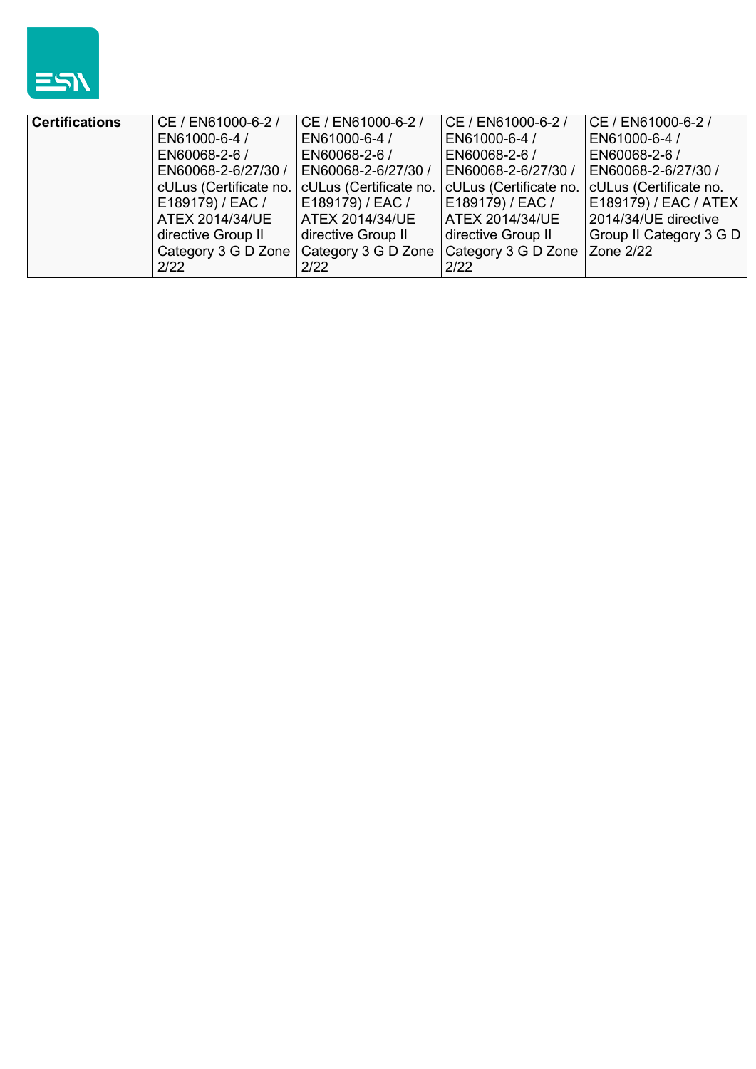| | | | | |
|---|---|---|---|---|
| **Certifications** | CE / EN61000-6-2 / EN61000-6-4 / EN60068-2-6 / EN60068-2-6/27/30 / cULus (Certificate no. E189179) / EAC / ATEX 2014/34/UE directive Group II Category 3 G D Zone 2/22 | CE / EN61000-6-2 / EN61000-6-4 / EN60068-2-6 / EN60068-2-6/27/30 / cULus (Certificate no. E189179) / EAC / ATEX 2014/34/UE directive Group II Category 3 G D Zone 2/22 | CE / EN61000-6-2 / EN61000-6-4 / EN60068-2-6 / EN60068-2-6/27/30 / cULus (Certificate no. E189179) / EAC / ATEX 2014/34/UE directive Group II Category 3 G D Zone 2/22 | CE / EN61000-6-2 / EN61000-6-4 / EN60068-2-6 / EN60068-2-6/27/30 / cULus (Certificate no. E189179) / EAC / ATEX 2014/34/UE directive Group II Category 3 G D Zone 2/22 |